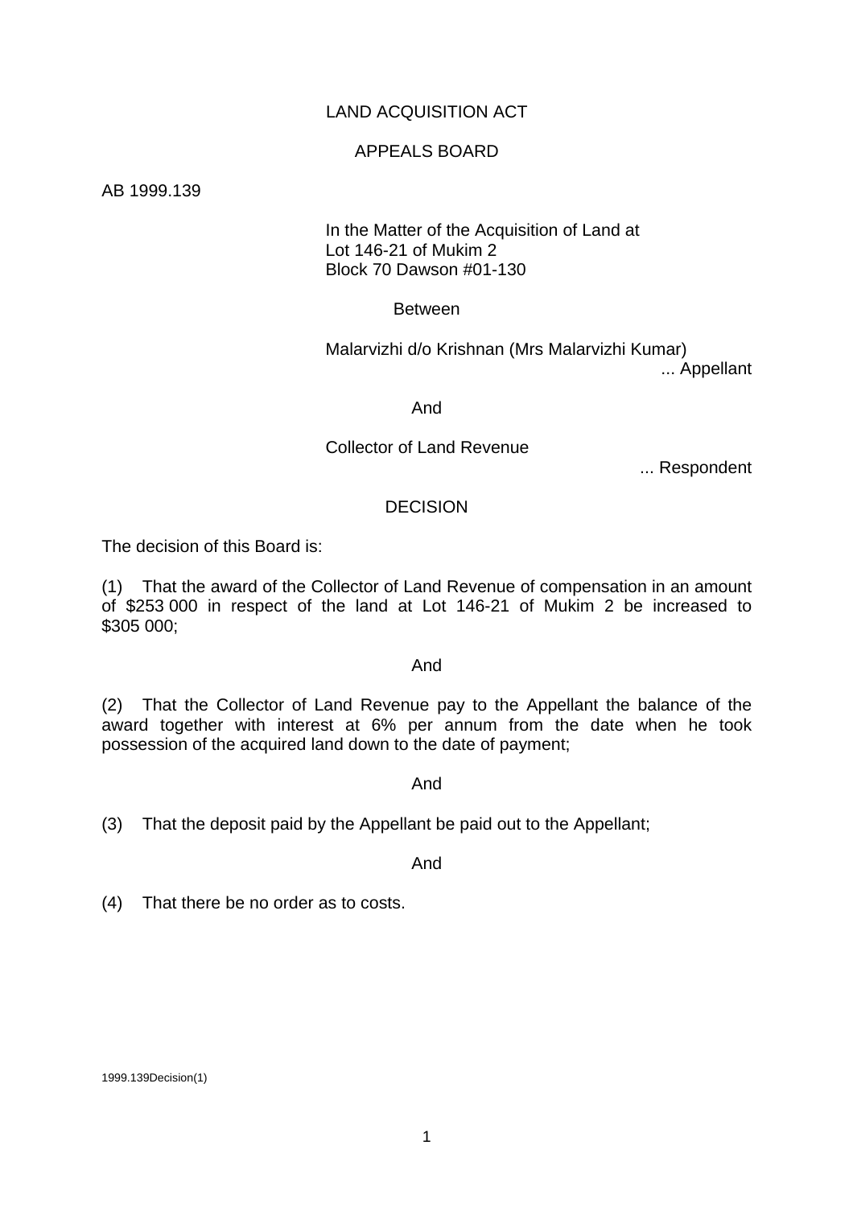LAND ACQUISITION ACT

APPEALS BOARD

AB 1999.139

In the Matter of the Acquisition of Land at
Lot 146-21 of Mukim 2
Block 70 Dawson #01-130

Between

Malarvizhi d/o Krishnan (Mrs Malarvizhi Kumar)
... Appellant

And

Collector of Land Revenue
... Respondent

DECISION

The decision of this Board is:

(1) That the award of the Collector of Land Revenue of compensation in an amount of $253 000 in respect of the land at Lot 146-21 of Mukim 2 be increased to $305 000;

And

(2) That the Collector of Land Revenue pay to the Appellant the balance of the award together with interest at 6% per annum from the date when he took possession of the acquired land down to the date of payment;

And

(3) That the deposit paid by the Appellant be paid out to the Appellant;

And

(4) That there be no order as to costs.

1999.139Decision(1)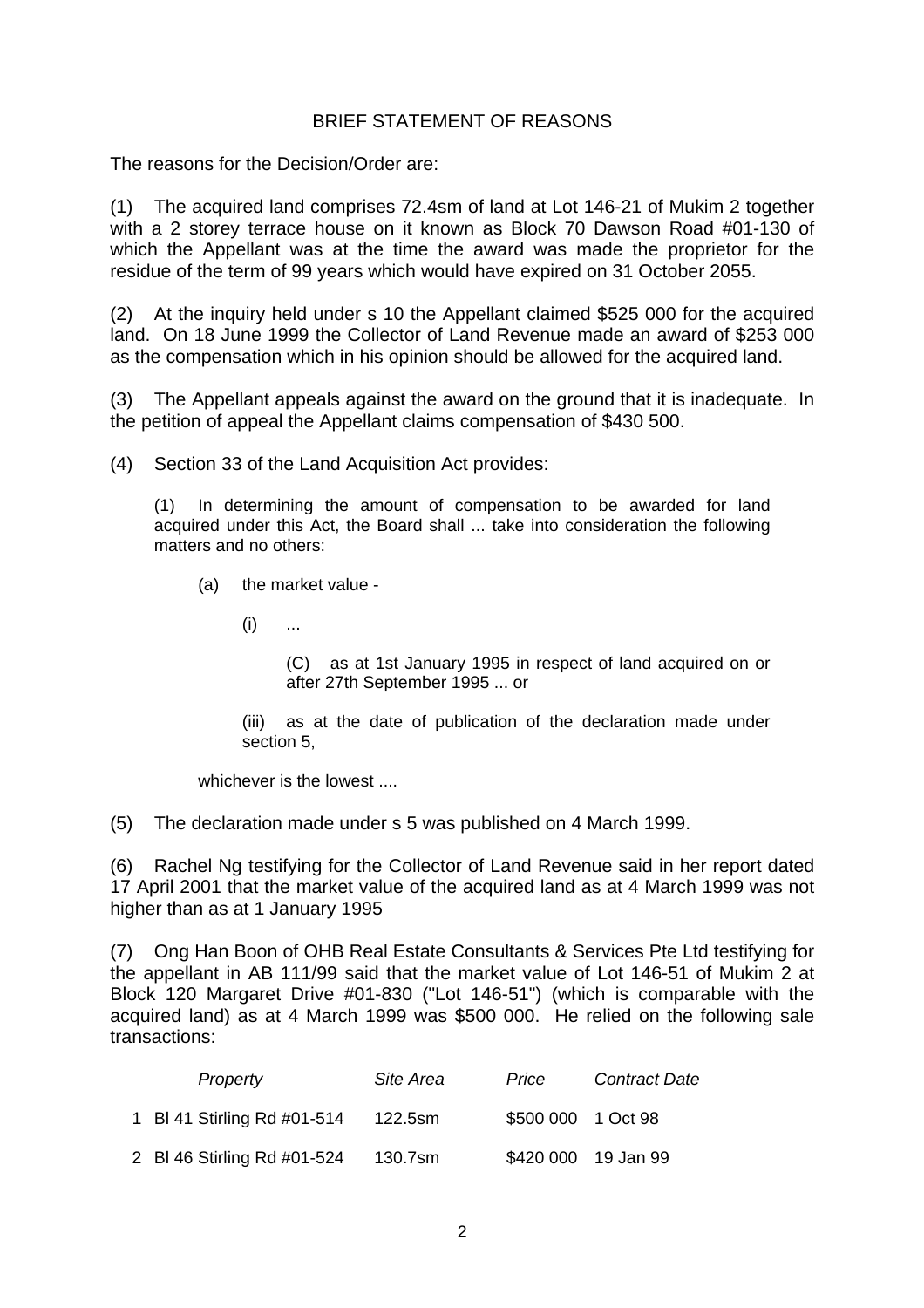## BRIEF STATEMENT OF REASONS

The reasons for the Decision/Order are:

(1) The acquired land comprises 72.4sm of land at Lot 146-21 of Mukim 2 together with a 2 storey terrace house on it known as Block 70 Dawson Road #01-130 of which the Appellant was at the time the award was made the proprietor for the residue of the term of 99 years which would have expired on 31 October 2055.

(2) At the inquiry held under s 10 the Appellant claimed $525 000 for the acquired land. On 18 June 1999 the Collector of Land Revenue made an award of $253 000 as the compensation which in his opinion should be allowed for the acquired land.

(3) The Appellant appeals against the award on the ground that it is inadequate. In the petition of appeal the Appellant claims compensation of $430 500.

(4) Section 33 of the Land Acquisition Act provides:

> (1) In determining the amount of compensation to be awarded for land acquired under this Act, the Board shall ... take into consideration the following matters and no others:
>
> (a) the market value -
>
> (i) ...
>
> (C) as at 1st January 1995 in respect of land acquired on or after 27th September 1995 ... or
>
> (iii) as at the date of publication of the declaration made under section 5,
>
> whichever is the lowest ....

(5) The declaration made under s 5 was published on 4 March 1999.

(6) Rachel Ng testifying for the Collector of Land Revenue said in her report dated 17 April 2001 that the market value of the acquired land as at 4 March 1999 was not higher than as at 1 January 1995

(7) Ong Han Boon of OHB Real Estate Consultants & Services Pte Ltd testifying for the appellant in AB 111/99 said that the market value of Lot 146-51 of Mukim 2 at Block 120 Margaret Drive #01-830 ("Lot 146-51") (which is comparable with the acquired land) as at 4 March 1999 was $500 000. He relied on the following sale transactions:

| | *Property* | *Site Area* | *Price* | *Contract Date* |
|---|---|---|---|---|
| 1 | Bl 41 Stirling Rd #01-514 | 122.5sm | $500 000 | 1 Oct 98 |
| 2 | Bl 46 Stirling Rd #01-524 | 130.7sm | $420 000 | 19 Jan 99 |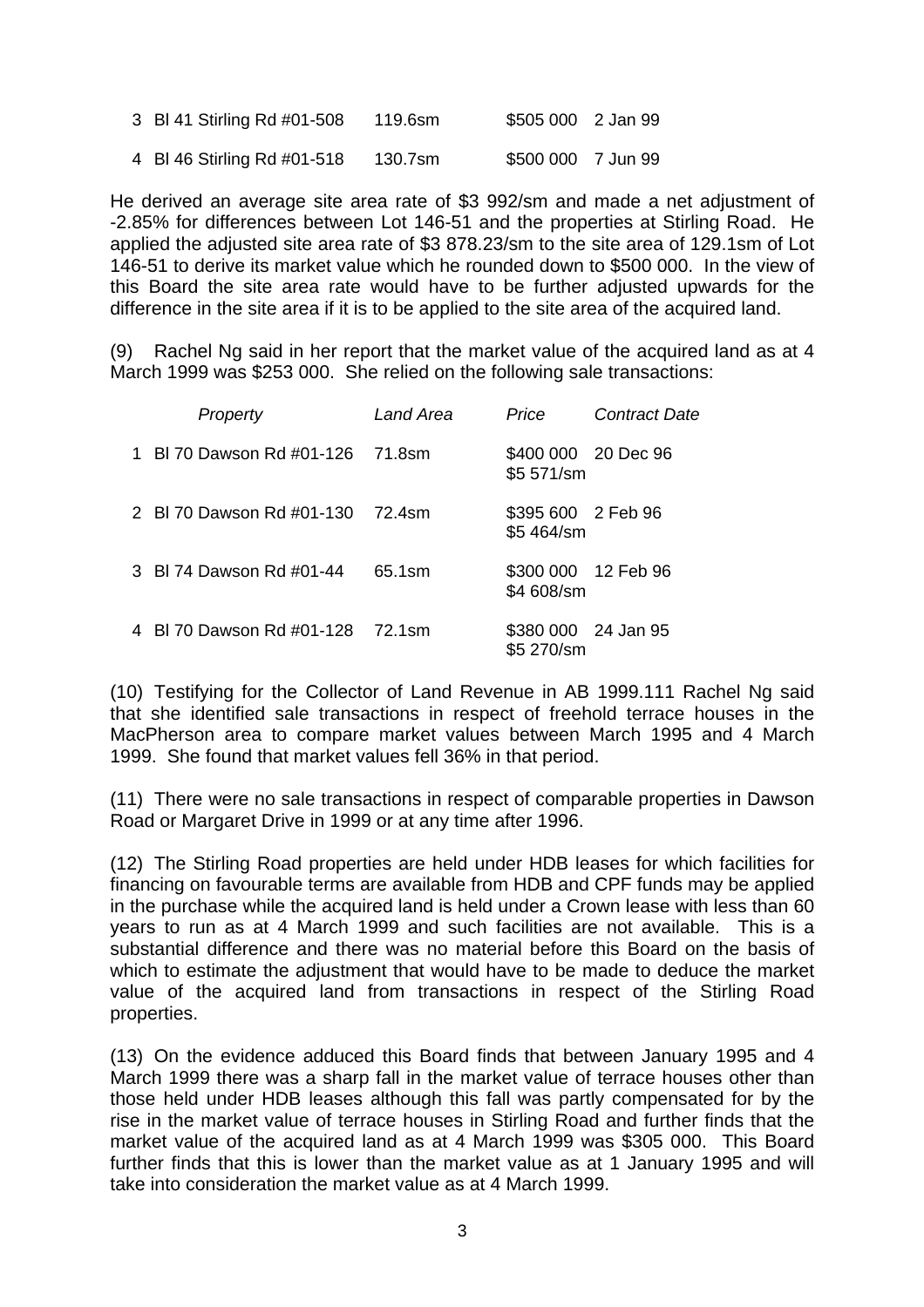| | | | | |
|---|---|---|---|---|
| 3 | Bl 41 Stirling Rd #01-508 | 119.6sm | $505 000 | 2 Jan 99 |
| 4 | Bl 46 Stirling Rd #01-518 | 130.7sm | $500 000 | 7 Jun 99 |

He derived an average site area rate of $3 992/sm and made a net adjustment of -2.85% for differences between Lot 146-51 and the properties at Stirling Road. He applied the adjusted site area rate of $3 878.23/sm to the site area of 129.1sm of Lot 146-51 to derive its market value which he rounded down to $500 000. In the view of this Board the site area rate would have to be further adjusted upwards for the difference in the site area if it is to be applied to the site area of the acquired land.

(9) Rachel Ng said in her report that the market value of the acquired land as at 4 March 1999 was $253 000. She relied on the following sale transactions:

| | *Property* | *Land Area* | *Price* | *Contract Date* |
|---|---|---|---|---|
| 1 | Bl 70 Dawson Rd #01-126 | 71.8sm | $400 000<br>$5 571/sm | 20 Dec 96 |
| 2 | Bl 70 Dawson Rd #01-130 | 72.4sm | $395 600<br>$5 464/sm | 2 Feb 96 |
| 3 | Bl 74 Dawson Rd #01-44 | 65.1sm | $300 000<br>$4 608/sm | 12 Feb 96 |
| 4 | Bl 70 Dawson Rd #01-128 | 72.1sm | $380 000<br>$5 270/sm | 24 Jan 95 |

(10) Testifying for the Collector of Land Revenue in AB 1999.111 Rachel Ng said that she identified sale transactions in respect of freehold terrace houses in the MacPherson area to compare market values between March 1995 and 4 March 1999. She found that market values fell 36% in that period.

(11) There were no sale transactions in respect of comparable properties in Dawson Road or Margaret Drive in 1999 or at any time after 1996.

(12) The Stirling Road properties are held under HDB leases for which facilities for financing on favourable terms are available from HDB and CPF funds may be applied in the purchase while the acquired land is held under a Crown lease with less than 60 years to run as at 4 March 1999 and such facilities are not available. This is a substantial difference and there was no material before this Board on the basis of which to estimate the adjustment that would have to be made to deduce the market value of the acquired land from transactions in respect of the Stirling Road properties.

(13) On the evidence adduced this Board finds that between January 1995 and 4 March 1999 there was a sharp fall in the market value of terrace houses other than those held under HDB leases although this fall was partly compensated for by the rise in the market value of terrace houses in Stirling Road and further finds that the market value of the acquired land as at 4 March 1999 was $305 000. This Board further finds that this is lower than the market value as at 1 January 1995 and will take into consideration the market value as at 4 March 1999.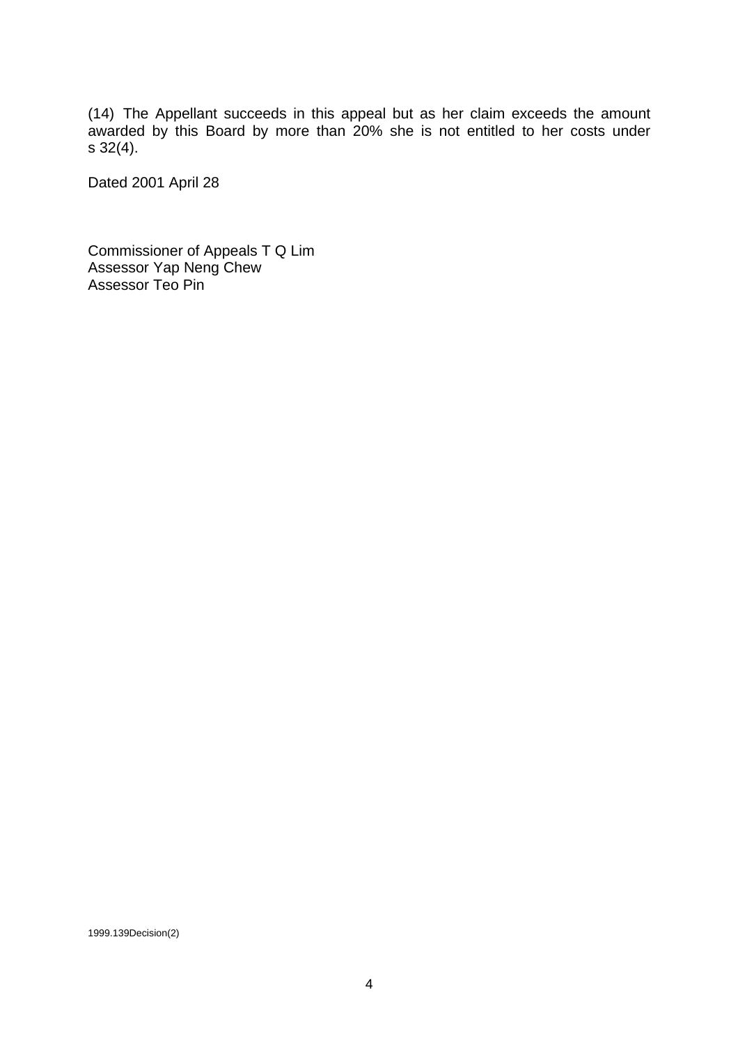(14) The Appellant succeeds in this appeal but as her claim exceeds the amount awarded by this Board by more than 20% she is not entitled to her costs under s 32(4).

Dated 2001 April 28

Commissioner of Appeals T Q Lim
Assessor Yap Neng Chew
Assessor Teo Pin

1999.139Decision(2)